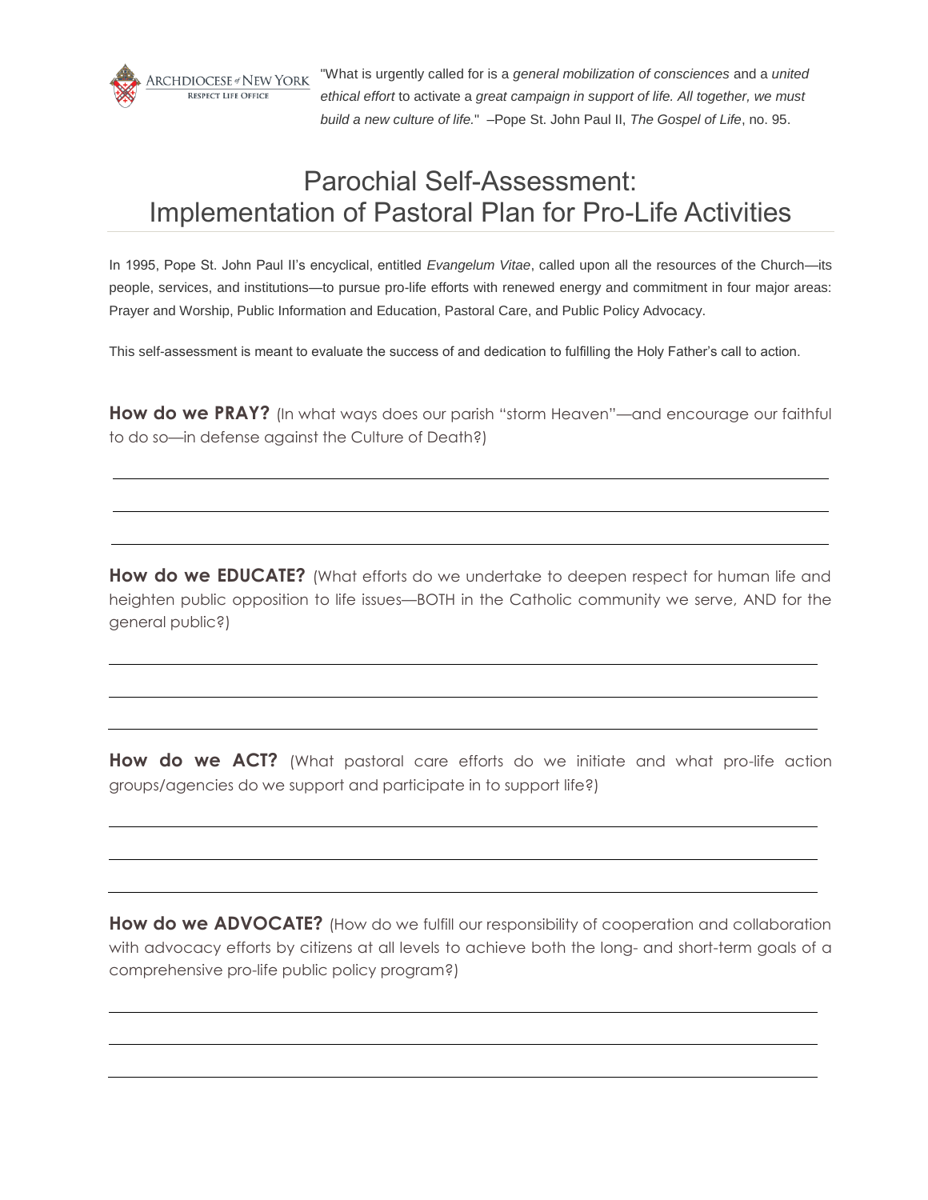ARCHDIOCESE of NEW YORK
RESPECT LIFE OFFICE

"What is urgently called for is a *general mobilization of consciences* and a *united ethical effort* to activate a *great campaign in support of life. All together, we must build a new culture of life.*" –Pope St. John Paul II, *The Gospel of Life*, no. 95.

# Parochial Self-Assessment: Implementation of Pastoral Plan for Pro-Life Activities

In 1995, Pope St. John Paul II's encyclical, entitled *Evangelum Vitae*, called upon all the resources of the Church—its people, services, and institutions—to pursue pro-life efforts with renewed energy and commitment in four major areas: Prayer and Worship, Public Information and Education, Pastoral Care, and Public Policy Advocacy.

This self-assessment is meant to evaluate the success of and dedication to fulfilling the Holy Father's call to action.

**How do we PRAY?** (In what ways does our parish "storm Heaven"—and encourage our faithful to do so—in defense against the Culture of Death?)

______________________________________________________________________

______________________________________________________________________

______________________________________________________________________

**How do we EDUCATE?** (What efforts do we undertake to deepen respect for human life and heighten public opposition to life issues—BOTH in the Catholic community we serve, AND for the general public?)

______________________________________________________________________

______________________________________________________________________

______________________________________________________________________

**How do we ACT?** (What pastoral care efforts do we initiate and what pro-life action groups/agencies do we support and participate in to support life?)

______________________________________________________________________

______________________________________________________________________

______________________________________________________________________

**How do we ADVOCATE?** (How do we fulfill our responsibility of cooperation and collaboration with advocacy efforts by citizens at all levels to achieve both the long- and short-term goals of a comprehensive pro-life public policy program?)

______________________________________________________________________

______________________________________________________________________

______________________________________________________________________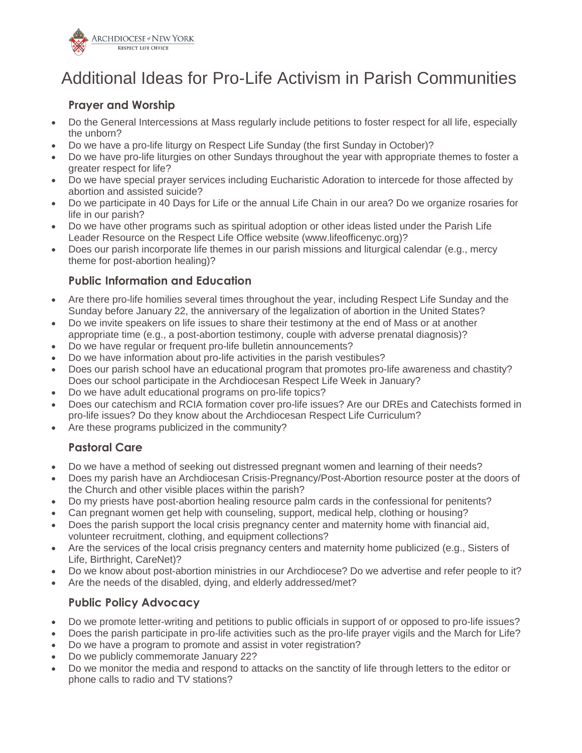Archdiocese of New York
Respect Life Office

# Additional Ideas for Pro-Life Activism in Parish Communities

### Prayer and Worship

- Do the General Intercessions at Mass regularly include petitions to foster respect for all life, especially the unborn?
- Do we have a pro-life liturgy on Respect Life Sunday (the first Sunday in October)?
- Do we have pro-life liturgies on other Sundays throughout the year with appropriate themes to foster a greater respect for life?
- Do we have special prayer services including Eucharistic Adoration to intercede for those affected by abortion and assisted suicide?
- Do we participate in 40 Days for Life or the annual Life Chain in our area? Do we organize rosaries for life in our parish?
- Do we have other programs such as spiritual adoption or other ideas listed under the Parish Life Leader Resource on the Respect Life Office website (www.lifeofficenyc.org)?
- Does our parish incorporate life themes in our parish missions and liturgical calendar (e.g., mercy theme for post-abortion healing)?

### Public Information and Education

- Are there pro-life homilies several times throughout the year, including Respect Life Sunday and the Sunday before January 22, the anniversary of the legalization of abortion in the United States?
- Do we invite speakers on life issues to share their testimony at the end of Mass or at another appropriate time (e.g., a post-abortion testimony, couple with adverse prenatal diagnosis)?
- Do we have regular or frequent pro-life bulletin announcements?
- Do we have information about pro-life activities in the parish vestibules?
- Does our parish school have an educational program that promotes pro-life awareness and chastity? Does our school participate in the Archdiocesan Respect Life Week in January?
- Do we have adult educational programs on pro-life topics?
- Does our catechism and RCIA formation cover pro-life issues? Are our DREs and Catechists formed in pro-life issues? Do they know about the Archdiocesan Respect Life Curriculum?
- Are these programs publicized in the community?

### Pastoral Care

- Do we have a method of seeking out distressed pregnant women and learning of their needs?
- Does my parish have an Archdiocesan Crisis-Pregnancy/Post-Abortion resource poster at the doors of the Church and other visible places within the parish?
- Do my priests have post-abortion healing resource palm cards in the confessional for penitents?
- Can pregnant women get help with counseling, support, medical help, clothing or housing?
- Does the parish support the local crisis pregnancy center and maternity home with financial aid, volunteer recruitment, clothing, and equipment collections?
- Are the services of the local crisis pregnancy centers and maternity home publicized (e.g., Sisters of Life, Birthright, CareNet)?
- Do we know about post-abortion ministries in our Archdiocese? Do we advertise and refer people to it?
- Are the needs of the disabled, dying, and elderly addressed/met?

### Public Policy Advocacy

- Do we promote letter-writing and petitions to public officials in support of or opposed to pro-life issues?
- Does the parish participate in pro-life activities such as the pro-life prayer vigils and the March for Life?
- Do we have a program to promote and assist in voter registration?
- Do we publicly commemorate January 22?
- Do we monitor the media and respond to attacks on the sanctity of life through letters to the editor or phone calls to radio and TV stations?